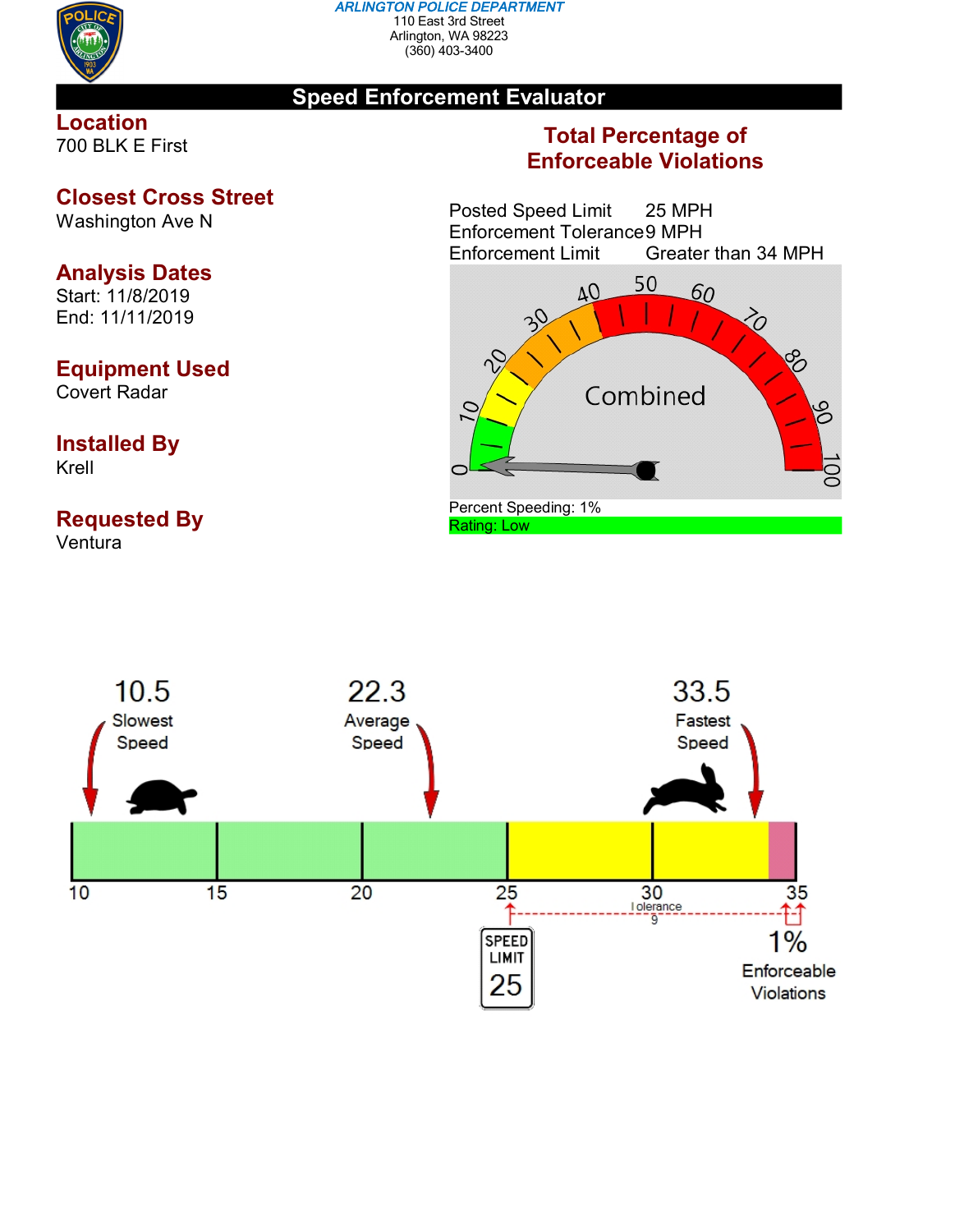**ARLINGTON POLICE DEPARTMENT**
110 East 3rd Street
Arlington, WA 98223
(360) 403-3400

# Speed Enforcement Evaluator

## Location
700 BLK E First

## Closest Cross Street
Washington Ave N

## Analysis Dates
Start: 11/8/2019
End: 11/11/2019

## Equipment Used
Covert Radar

## Installed By
Krell

## Requested By
Ventura

## Total Percentage of Enforceable Violations

Posted Speed Limit 25 MPH
Enforcement Tolerance 9 MPH
Enforcement Limit Greater than 34 MPH

Combined

Percent Speeding: 1%
Rating: Low

10.5 Slowest Speed

22.3 Average Speed

33.5 Fastest Speed

10 15 20 25 30 35

Tolerance 9

SPEED LIMIT 25

1% Enforceable Violations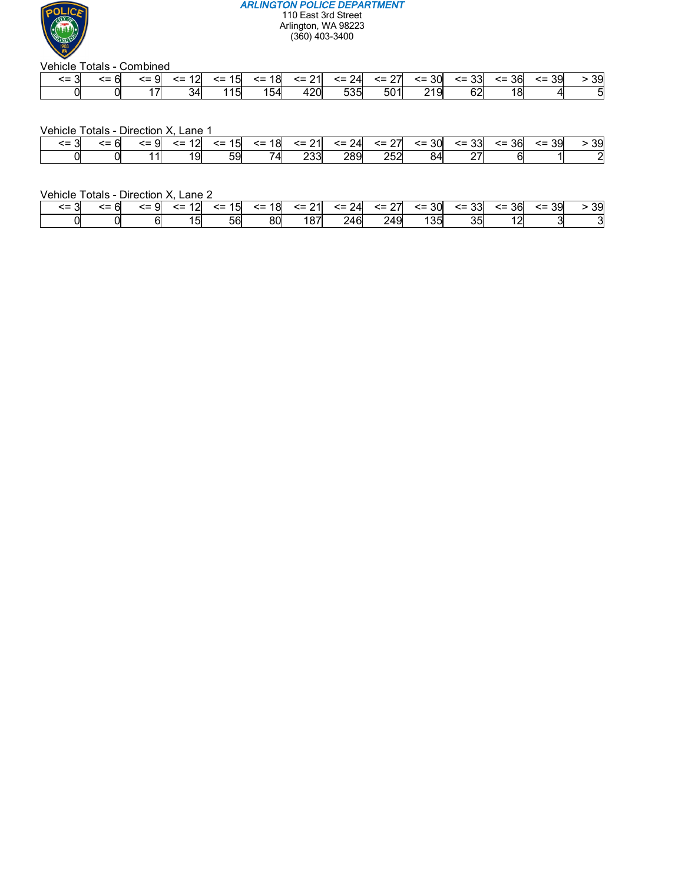**ARLINGTON POLICE DEPARTMENT**
110 East 3rd Street
Arlington, WA 98223
(360) 403-3400

Vehicle Totals - Combined

| <= 3 | <= 6 | <= 9 | <= 12 | <= 15 | <= 18 | <= 21 | <= 24 | <= 27 | <= 30 | <= 33 | <= 36 | <= 39 | > 39 |
|---|---|---|---|---|---|---|---|---|---|---|---|---|---|
| 0 | 0 | 17 | 34 | 115 | 154 | 420 | 535 | 501 | 219 | 62 | 18 | 4 | 5 |

Vehicle Totals - Direction X, Lane 1

| <= 3 | <= 6 | <= 9 | <= 12 | <= 15 | <= 18 | <= 21 | <= 24 | <= 27 | <= 30 | <= 33 | <= 36 | <= 39 | > 39 |
|---|---|---|---|---|---|---|---|---|---|---|---|---|---|
| 0 | 0 | 11 | 19 | 59 | 74 | 233 | 289 | 252 | 84 | 27 | 6 | 1 | 2 |

Vehicle Totals - Direction X, Lane 2

| <= 3 | <= 6 | <= 9 | <= 12 | <= 15 | <= 18 | <= 21 | <= 24 | <= 27 | <= 30 | <= 33 | <= 36 | <= 39 | > 39 |
|---|---|---|---|---|---|---|---|---|---|---|---|---|---|
| 0 | 0 | 6 | 15 | 56 | 80 | 187 | 246 | 249 | 135 | 35 | 12 | 3 | 3 |